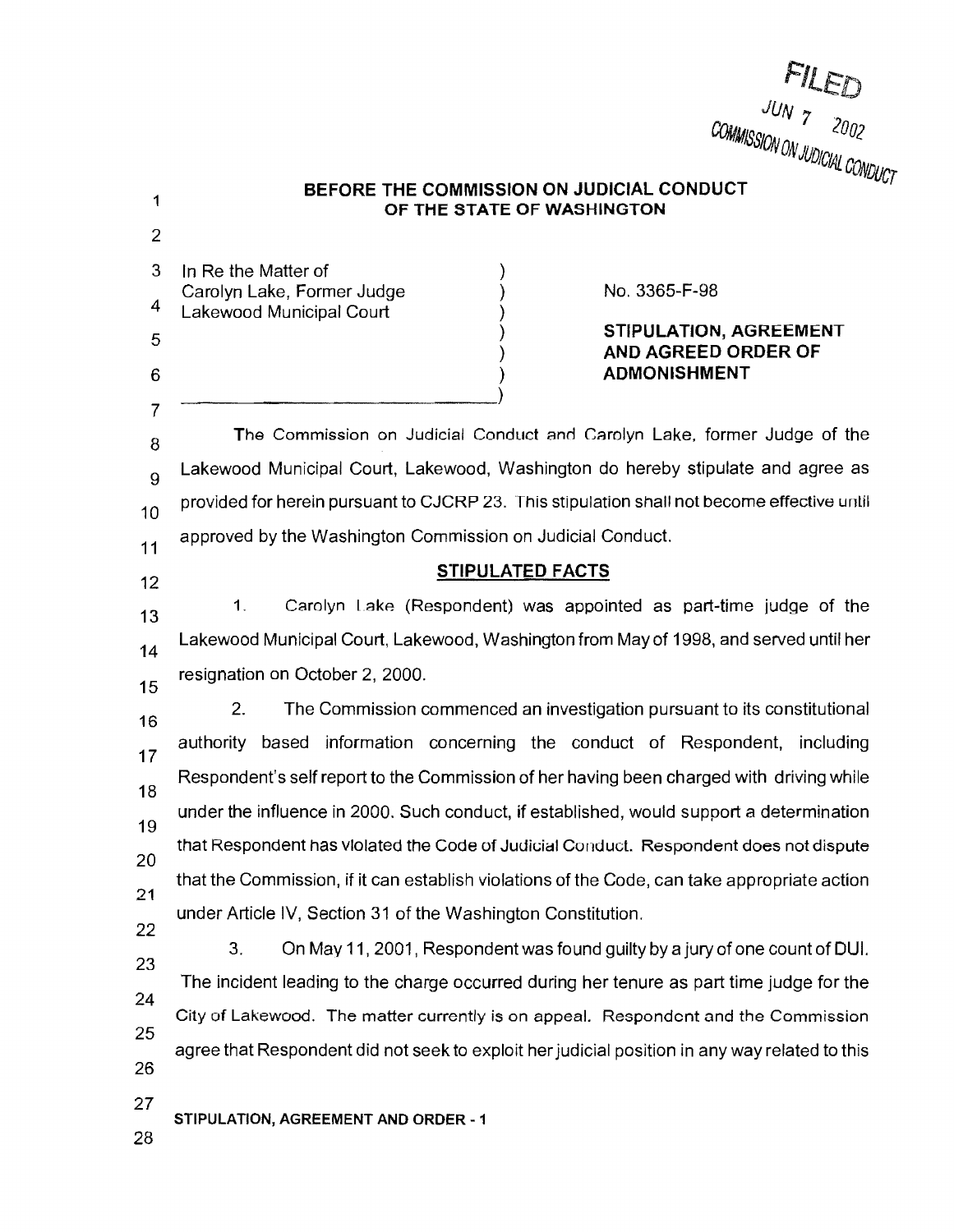FILED
JUN 7 2002
COMMISSION ON JUDICIAL CONDUCT

**BEFORE THE COMMISSION ON JUDICIAL CONDUCT**
**OF THE STATE OF WASHINGTON**

In Re the Matter of
Carolyn Lake, Former Judge
Lakewood Municipal Court

No. 3365-F-98

**STIPULATION, AGREEMENT AND AGREED ORDER OF ADMONISHMENT**

The Commission on Judicial Conduct and Carolyn Lake, former Judge of the Lakewood Municipal Court, Lakewood, Washington do hereby stipulate and agree as provided for herein pursuant to CJCRP 23. This stipulation shall not become effective until approved by the Washington Commission on Judicial Conduct.

## STIPULATED FACTS

1. Carolyn Lake (Respondent) was appointed as part-time judge of the Lakewood Municipal Court, Lakewood, Washington from May of 1998, and served until her resignation on October 2, 2000.

2. The Commission commenced an investigation pursuant to its constitutional authority based information concerning the conduct of Respondent, including Respondent's self report to the Commission of her having been charged with driving while under the influence in 2000. Such conduct, if established, would support a determination that Respondent has violated the Code of Judicial Conduct. Respondent does not dispute that the Commission, if it can establish violations of the Code, can take appropriate action under Article IV, Section 31 of the Washington Constitution.

3. On May 11, 2001, Respondent was found guilty by a jury of one count of DUI. The incident leading to the charge occurred during her tenure as part time judge for the City of Lakewood. The matter currently is on appeal. Respondent and the Commission agree that Respondent did not seek to exploit her judicial position in any way related to this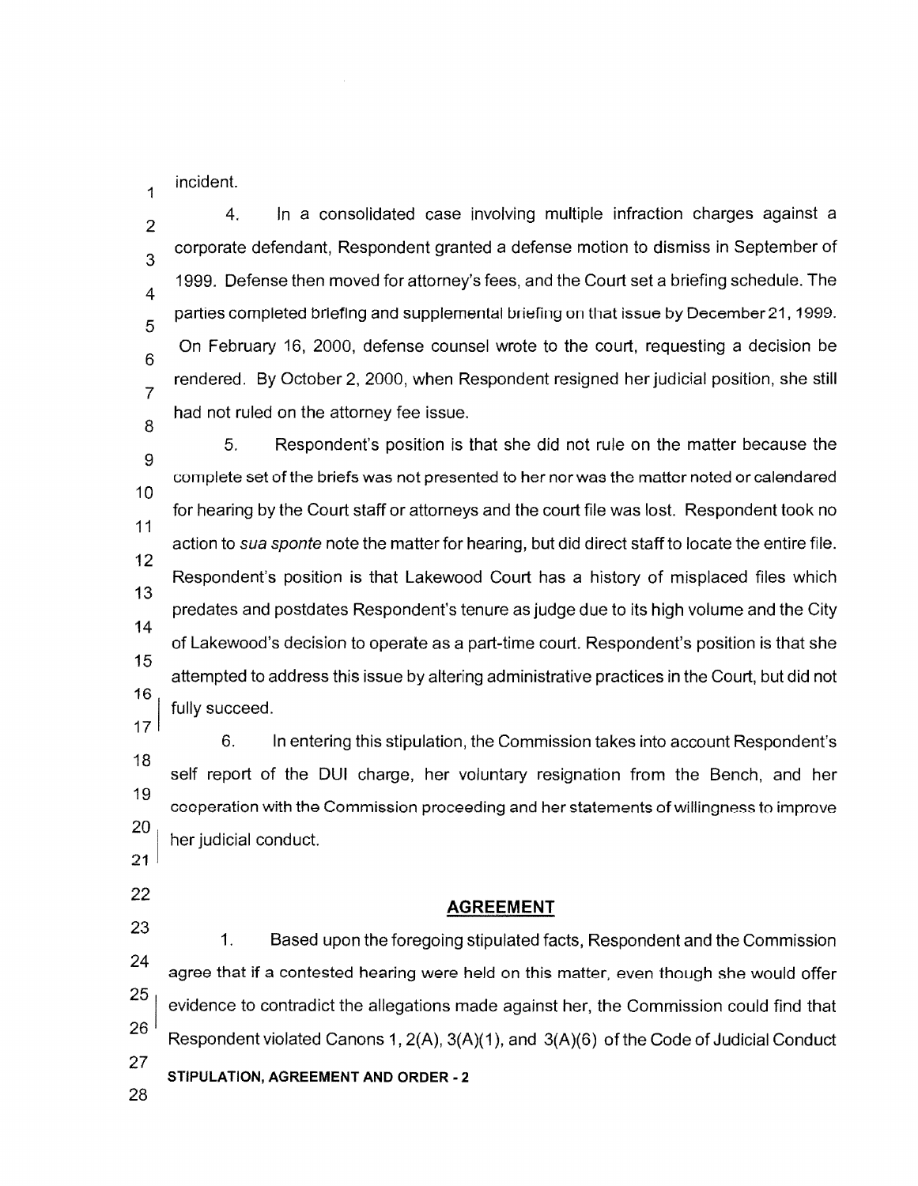incident.

4. In a consolidated case involving multiple infraction charges against a corporate defendant, Respondent granted a defense motion to dismiss in September of 1999. Defense then moved for attorney's fees, and the Court set a briefing schedule. The parties completed briefing and supplemental briefing on that issue by December 21, 1999. On February 16, 2000, defense counsel wrote to the court, requesting a decision be rendered. By October 2, 2000, when Respondent resigned her judicial position, she still had not ruled on the attorney fee issue.

5. Respondent's position is that she did not rule on the matter because the complete set of the briefs was not presented to her nor was the matter noted or calendared for hearing by the Court staff or attorneys and the court file was lost. Respondent took no action to *sua sponte* note the matter for hearing, but did direct staff to locate the entire file. Respondent's position is that Lakewood Court has a history of misplaced files which predates and postdates Respondent's tenure as judge due to its high volume and the City of Lakewood's decision to operate as a part-time court. Respondent's position is that she attempted to address this issue by altering administrative practices in the Court, but did not fully succeed.

6. In entering this stipulation, the Commission takes into account Respondent's self report of the DUI charge, her voluntary resignation from the Bench, and her cooperation with the Commission proceeding and her statements of willingness to improve her judicial conduct.

## AGREEMENT

1. Based upon the foregoing stipulated facts, Respondent and the Commission agree that if a contested hearing were held on this matter, even though she would offer evidence to contradict the allegations made against her, the Commission could find that Respondent violated Canons 1, 2(A), 3(A)(1), and 3(A)(6) of the Code of Judicial Conduct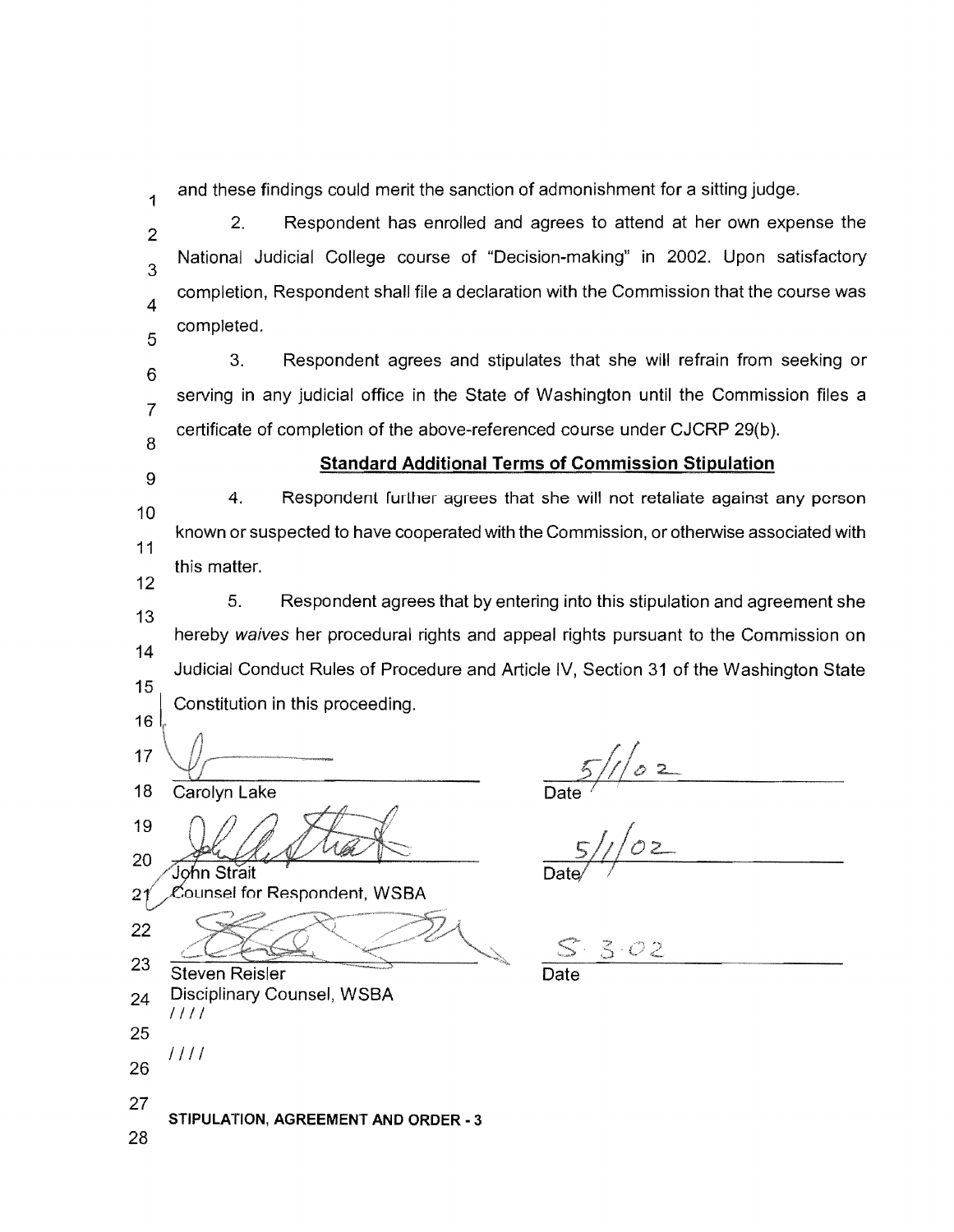and these findings could merit the sanction of admonishment for a sitting judge.

2. Respondent has enrolled and agrees to attend at her own expense the National Judicial College course of "Decision-making" in 2002. Upon satisfactory completion, Respondent shall file a declaration with the Commission that the course was completed.

3. Respondent agrees and stipulates that she will refrain from seeking or serving in any judicial office in the State of Washington until the Commission files a certificate of completion of the above-referenced course under CJCRP 29(b).

**Standard Additional Terms of Commission Stipulation**

4. Respondent further agrees that she will not retaliate against any person known or suspected to have cooperated with the Commission, or otherwise associated with this matter.

5. Respondent agrees that by entering into this stipulation and agreement she hereby *waives* her procedural rights and appeal rights pursuant to the Commission on Judicial Conduct Rules of Procedure and Article IV, Section 31 of the Washington State Constitution in this proceeding.

| | |
|---|---|
| Carolyn Lake | 5/1/02 Date |
| John Strait<br>Counsel for Respondent, WSBA | 5/1/02 Date |
| Steven Reisler<br>Disciplinary Counsel, WSBA | 5-3-02 Date |

////

////

STIPULATION, AGREEMENT AND ORDER - 3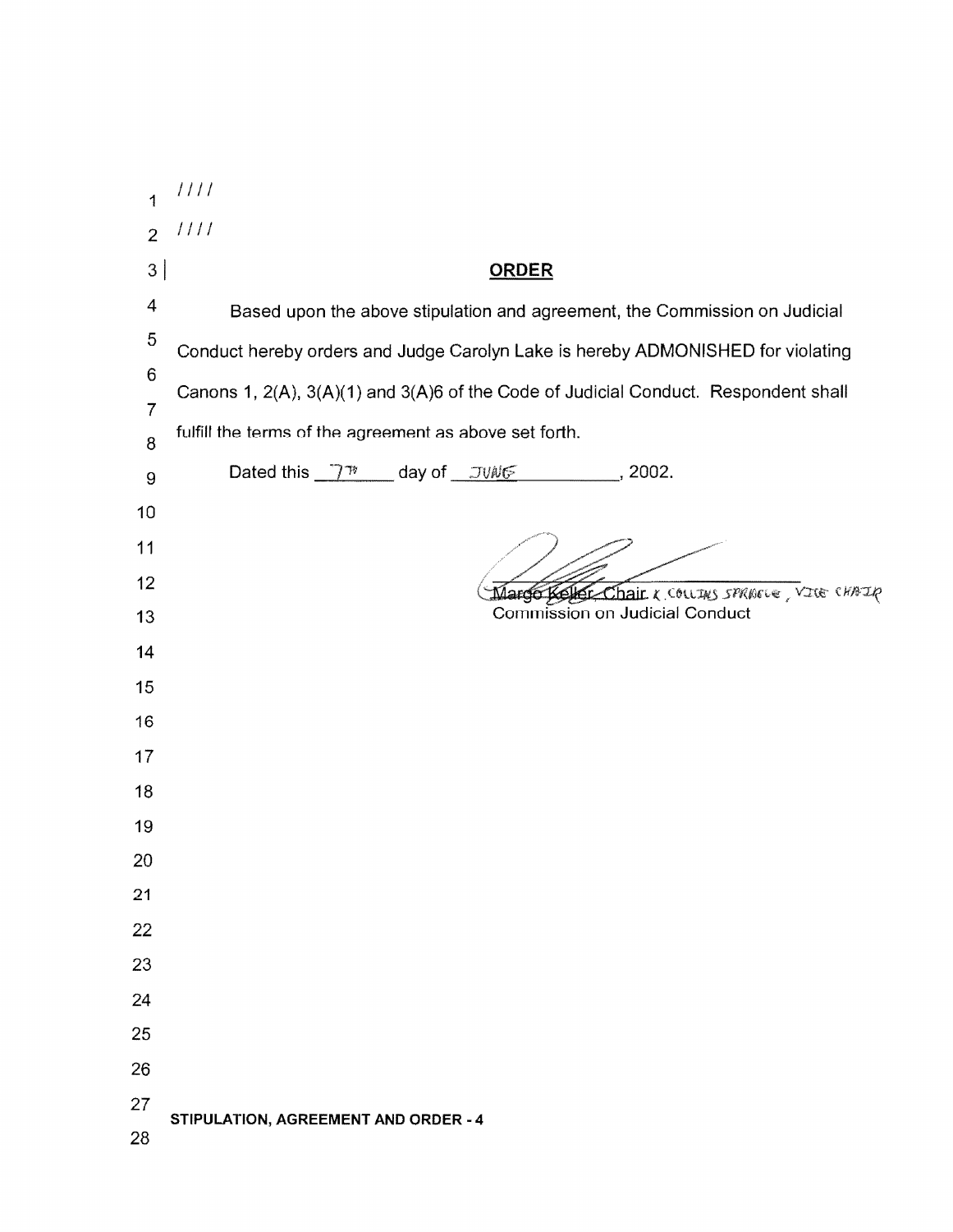////

////

## ORDER

Based upon the above stipulation and agreement, the Commission on Judicial Conduct hereby orders and Judge Carolyn Lake is hereby ADMONISHED for violating Canons 1, 2(A), 3(A)(1) and 3(A)6 of the Code of Judicial Conduct. Respondent shall fulfill the terms of the agreement as above set forth.

Dated this 7th day of JUNE, 2002.

~~Margo Keller, Chair~~ K. COLLINS SPRAGUE, VICE CHAIR
Commission on Judicial Conduct

STIPULATION, AGREEMENT AND ORDER - 4